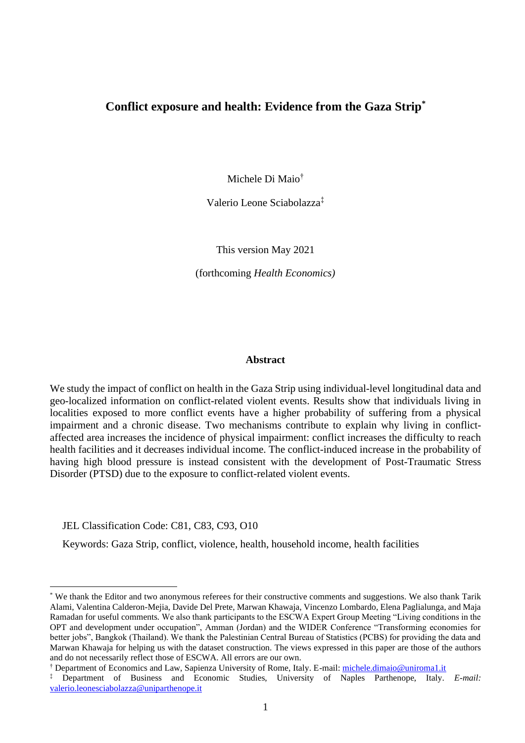# Conflict exposure and health: Evidence from the Gaza Strip[*]

Michele Di Maio[†]

Valerio Leone Sciabolazza[‡]

This version May 2021

(forthcoming *Health Economics)*

## Abstract

We study the impact of conflict on health in the Gaza Strip using individual-level longitudinal data and geo-localized information on conflict-related violent events. Results show that individuals living in localities exposed to more conflict events have a higher probability of suffering from a physical impairment and a chronic disease. Two mechanisms contribute to explain why living in conflict-affected area increases the incidence of physical impairment: conflict increases the difficulty to reach health facilities and it decreases individual income. The conflict-induced increase in the probability of having high blood pressure is instead consistent with the development of Post-Traumatic Stress Disorder (PTSD) due to the exposure to conflict-related violent events.

JEL Classification Code: C81, C83, C93, O10

Keywords: Gaza Strip, conflict, violence, health, household income, health facilities

---

[*] We thank the Editor and two anonymous referees for their constructive comments and suggestions. We also thank Tarik Alami, Valentina Calderon-Mejia, Davide Del Prete, Marwan Khawaja, Vincenzo Lombardo, Elena Paglialunga, and Maja Ramadan for useful comments. We also thank participants to the ESCWA Expert Group Meeting "Living conditions in the OPT and development under occupation", Amman (Jordan) and the WIDER Conference "Transforming economies for better jobs", Bangkok (Thailand). We thank the Palestinian Central Bureau of Statistics (PCBS) for providing the data and Marwan Khawaja for helping us with the dataset construction. The views expressed in this paper are those of the authors and do not necessarily reflect those of ESCWA. All errors are our own.

[†] Department of Economics and Law, Sapienza University of Rome, Italy. E-mail: michele.dimaio@uniroma1.it

[‡] Department of Business and Economic Studies, University of Naples Parthenope, Italy. *E-mail:* valerio.leonesciabolazza@uniparthenope.it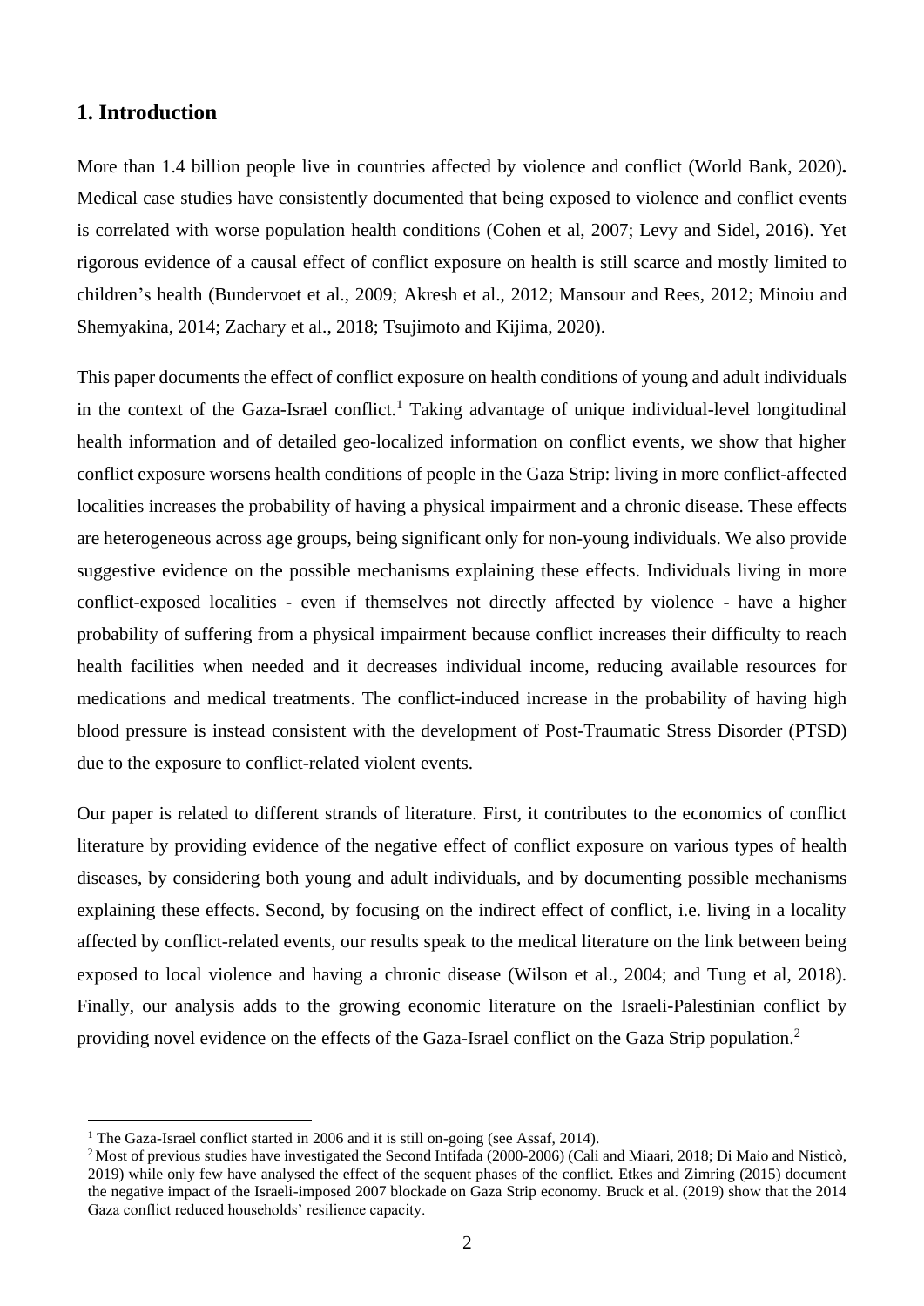## 1. Introduction

More than 1.4 billion people live in countries affected by violence and conflict (World Bank, 2020). Medical case studies have consistently documented that being exposed to violence and conflict events is correlated with worse population health conditions (Cohen et al, 2007; Levy and Sidel, 2016). Yet rigorous evidence of a causal effect of conflict exposure on health is still scarce and mostly limited to children's health (Bundervoet et al., 2009; Akresh et al., 2012; Mansour and Rees, 2012; Minoiu and Shemyakina, 2014; Zachary et al., 2018; Tsujimoto and Kijima, 2020).

This paper documents the effect of conflict exposure on health conditions of young and adult individuals in the context of the Gaza-Israel conflict.[1] Taking advantage of unique individual-level longitudinal health information and of detailed geo-localized information on conflict events, we show that higher conflict exposure worsens health conditions of people in the Gaza Strip: living in more conflict-affected localities increases the probability of having a physical impairment and a chronic disease. These effects are heterogeneous across age groups, being significant only for non-young individuals. We also provide suggestive evidence on the possible mechanisms explaining these effects. Individuals living in more conflict-exposed localities - even if themselves not directly affected by violence - have a higher probability of suffering from a physical impairment because conflict increases their difficulty to reach health facilities when needed and it decreases individual income, reducing available resources for medications and medical treatments. The conflict-induced increase in the probability of having high blood pressure is instead consistent with the development of Post-Traumatic Stress Disorder (PTSD) due to the exposure to conflict-related violent events.

Our paper is related to different strands of literature. First, it contributes to the economics of conflict literature by providing evidence of the negative effect of conflict exposure on various types of health diseases, by considering both young and adult individuals, and by documenting possible mechanisms explaining these effects. Second, by focusing on the indirect effect of conflict, i.e. living in a locality affected by conflict-related events, our results speak to the medical literature on the link between being exposed to local violence and having a chronic disease (Wilson et al., 2004; and Tung et al, 2018). Finally, our analysis adds to the growing economic literature on the Israeli-Palestinian conflict by providing novel evidence on the effects of the Gaza-Israel conflict on the Gaza Strip population.[2]

[1] The Gaza-Israel conflict started in 2006 and it is still on-going (see Assaf, 2014).

[2] Most of previous studies have investigated the Second Intifada (2000-2006) (Cali and Miaari, 2018; Di Maio and Nisticò, 2019) while only few have analysed the effect of the sequent phases of the conflict. Etkes and Zimring (2015) document the negative impact of the Israeli-imposed 2007 blockade on Gaza Strip economy. Bruck et al. (2019) show that the 2014 Gaza conflict reduced households' resilience capacity.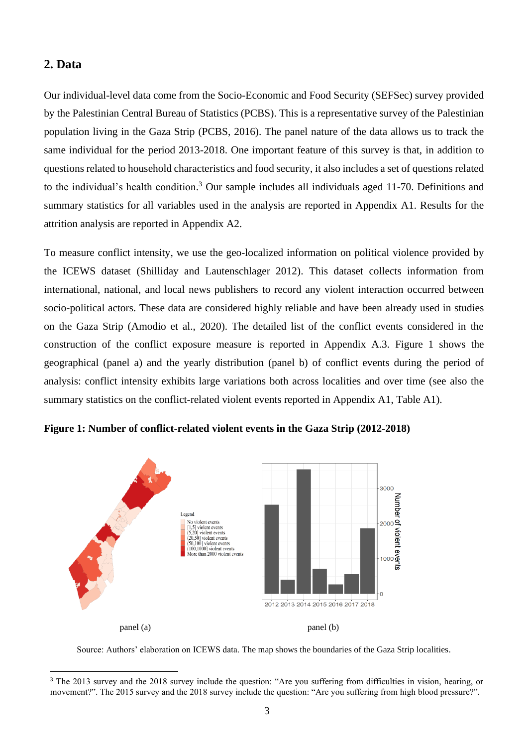## 2. Data

Our individual-level data come from the Socio-Economic and Food Security (SEFSec) survey provided by the Palestinian Central Bureau of Statistics (PCBS). This is a representative survey of the Palestinian population living in the Gaza Strip (PCBS, 2016). The panel nature of the data allows us to track the same individual for the period 2013-2018. One important feature of this survey is that, in addition to questions related to household characteristics and food security, it also includes a set of questions related to the individual's health condition.[3] Our sample includes all individuals aged 11-70. Definitions and summary statistics for all variables used in the analysis are reported in Appendix A1. Results for the attrition analysis are reported in Appendix A2.

To measure conflict intensity, we use the geo-localized information on political violence provided by the ICEWS dataset (Shilliday and Lautenschlager 2012). This dataset collects information from international, national, and local news publishers to record any violent interaction occurred between socio-political actors. These data are considered highly reliable and have been already used in studies on the Gaza Strip (Amodio et al., 2020). The detailed list of the conflict events considered in the construction of the conflict exposure measure is reported in Appendix A.3. Figure 1 shows the geographical (panel a) and the yearly distribution (panel b) of conflict events during the period of analysis: conflict intensity exhibits large variations both across localities and over time (see also the summary statistics on the conflict-related violent events reported in Appendix A1, Table A1).

**Figure 1: Number of conflict-related violent events in the Gaza Strip (2012-2018)**

panel (a) panel (b)

Source: Authors' elaboration on ICEWS data. The map shows the boundaries of the Gaza Strip localities.

[3] The 2013 survey and the 2018 survey include the question: "Are you suffering from difficulties in vision, hearing, or movement?". The 2015 survey and the 2018 survey include the question: "Are you suffering from high blood pressure?".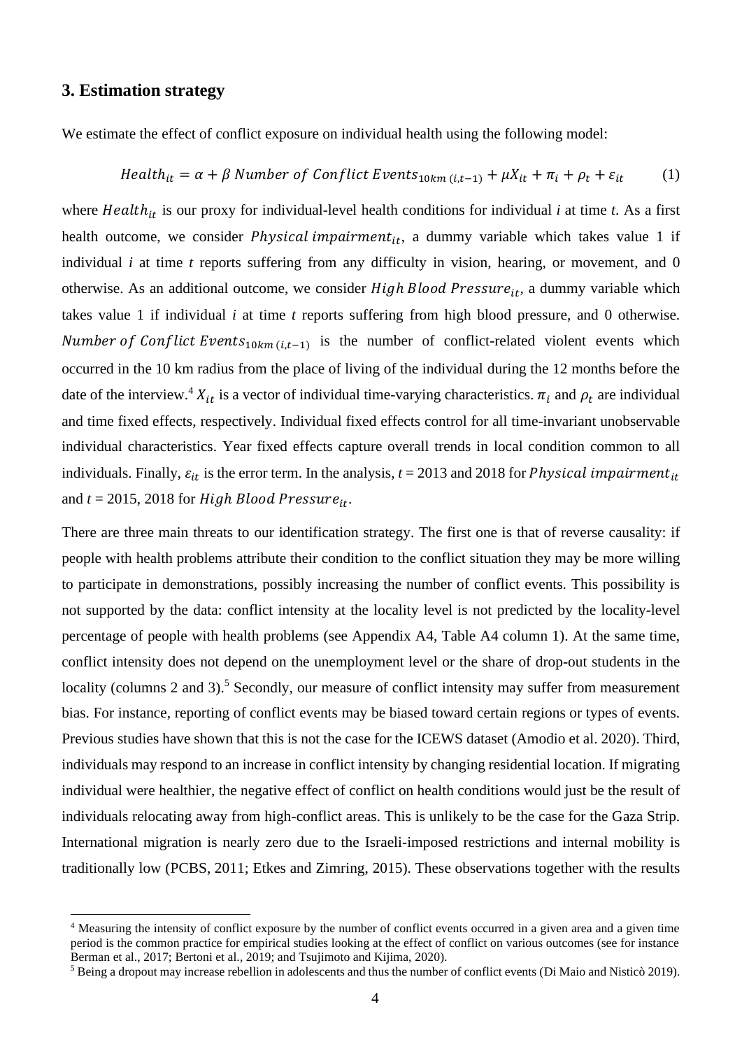## 3. Estimation strategy

We estimate the effect of conflict exposure on individual health using the following model:

$$Health_{it} = \alpha + \beta \; Number\ of\ Conflict\ Events_{10km\,(i,t-1)} + \mu X_{it} + \pi_i + \rho_t + \varepsilon_{it} \qquad (1)$$

where $Health_{it}$ is our proxy for individual-level health conditions for individual *i* at time *t*. As a first health outcome, we consider $Physical\ impairment_{it}$, a dummy variable which takes value 1 if individual *i* at time *t* reports suffering from any difficulty in vision, hearing, or movement, and 0 otherwise. As an additional outcome, we consider $High\ Blood\ Pressure_{it}$, a dummy variable which takes value 1 if individual *i* at time *t* reports suffering from high blood pressure, and 0 otherwise. $Number\ of\ Conflict\ Events_{10km\,(i,t-1)}$ is the number of conflict-related violent events which occurred in the 10 km radius from the place of living of the individual during the 12 months before the date of the interview.[4] $X_{it}$ is a vector of individual time-varying characteristics. $\pi_i$ and $\rho_t$ are individual and time fixed effects, respectively. Individual fixed effects control for all time-invariant unobservable individual characteristics. Year fixed effects capture overall trends in local condition common to all individuals. Finally, $\varepsilon_{it}$ is the error term. In the analysis, *t* = 2013 and 2018 for $Physical\ impairment_{it}$ and *t* = 2015, 2018 for $High\ Blood\ Pressure_{it}$.

There are three main threats to our identification strategy. The first one is that of reverse causality: if people with health problems attribute their condition to the conflict situation they may be more willing to participate in demonstrations, possibly increasing the number of conflict events. This possibility is not supported by the data: conflict intensity at the locality level is not predicted by the locality-level percentage of people with health problems (see Appendix A4, Table A4 column 1). At the same time, conflict intensity does not depend on the unemployment level or the share of drop-out students in the locality (columns 2 and 3).[5] Secondly, our measure of conflict intensity may suffer from measurement bias. For instance, reporting of conflict events may be biased toward certain regions or types of events. Previous studies have shown that this is not the case for the ICEWS dataset (Amodio et al. 2020). Third, individuals may respond to an increase in conflict intensity by changing residential location. If migrating individual were healthier, the negative effect of conflict on health conditions would just be the result of individuals relocating away from high-conflict areas. This is unlikely to be the case for the Gaza Strip. International migration is nearly zero due to the Israeli-imposed restrictions and internal mobility is traditionally low (PCBS, 2011; Etkes and Zimring, 2015). These observations together with the results

---

[4] Measuring the intensity of conflict exposure by the number of conflict events occurred in a given area and a given time period is the common practice for empirical studies looking at the effect of conflict on various outcomes (see for instance Berman et al., 2017; Bertoni et al., 2019; and Tsujimoto and Kijima, 2020).

[5] Being a dropout may increase rebellion in adolescents and thus the number of conflict events (Di Maio and Nisticò 2019).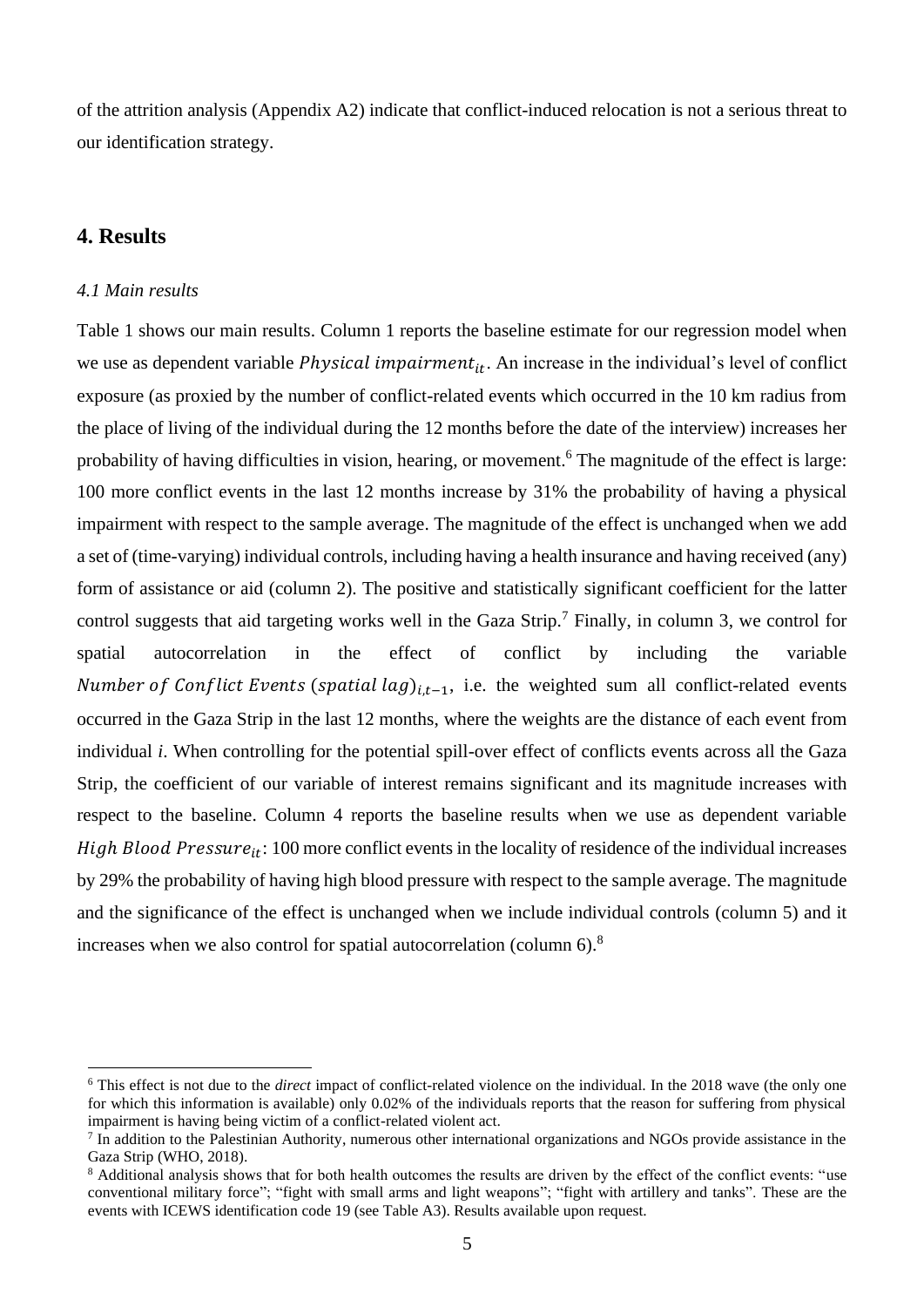of the attrition analysis (Appendix A2) indicate that conflict-induced relocation is not a serious threat to our identification strategy.

## 4. Results

### *4.1 Main results*

Table 1 shows our main results. Column 1 reports the baseline estimate for our regression model when we use as dependent variable $Physical\ impairment_{it}$. An increase in the individual's level of conflict exposure (as proxied by the number of conflict-related events which occurred in the 10 km radius from the place of living of the individual during the 12 months before the date of the interview) increases her probability of having difficulties in vision, hearing, or movement.[6] The magnitude of the effect is large: 100 more conflict events in the last 12 months increase by 31% the probability of having a physical impairment with respect to the sample average. The magnitude of the effect is unchanged when we add a set of (time-varying) individual controls, including having a health insurance and having received (any) form of assistance or aid (column 2). The positive and statistically significant coefficient for the latter control suggests that aid targeting works well in the Gaza Strip.[7] Finally, in column 3, we control for spatial autocorrelation in the effect of conflict by including the variable $Number\ of\ Conflict\ Events\ (spatial\ lag)_{i,t-1}$, i.e. the weighted sum all conflict-related events occurred in the Gaza Strip in the last 12 months, where the weights are the distance of each event from individual *i*. When controlling for the potential spill-over effect of conflicts events across all the Gaza Strip, the coefficient of our variable of interest remains significant and its magnitude increases with respect to the baseline. Column 4 reports the baseline results when we use as dependent variable $High\ Blood\ Pressure_{it}$: 100 more conflict events in the locality of residence of the individual increases by 29% the probability of having high blood pressure with respect to the sample average. The magnitude and the significance of the effect is unchanged when we include individual controls (column 5) and it increases when we also control for spatial autocorrelation (column 6).[8]

---

[6] This effect is not due to the *direct* impact of conflict-related violence on the individual. In the 2018 wave (the only one for which this information is available) only 0.02% of the individuals reports that the reason for suffering from physical impairment is having being victim of a conflict-related violent act.

[7] In addition to the Palestinian Authority, numerous other international organizations and NGOs provide assistance in the Gaza Strip (WHO, 2018).

[8] Additional analysis shows that for both health outcomes the results are driven by the effect of the conflict events: "use conventional military force"; "fight with small arms and light weapons"; "fight with artillery and tanks". These are the events with ICEWS identification code 19 (see Table A3). Results available upon request.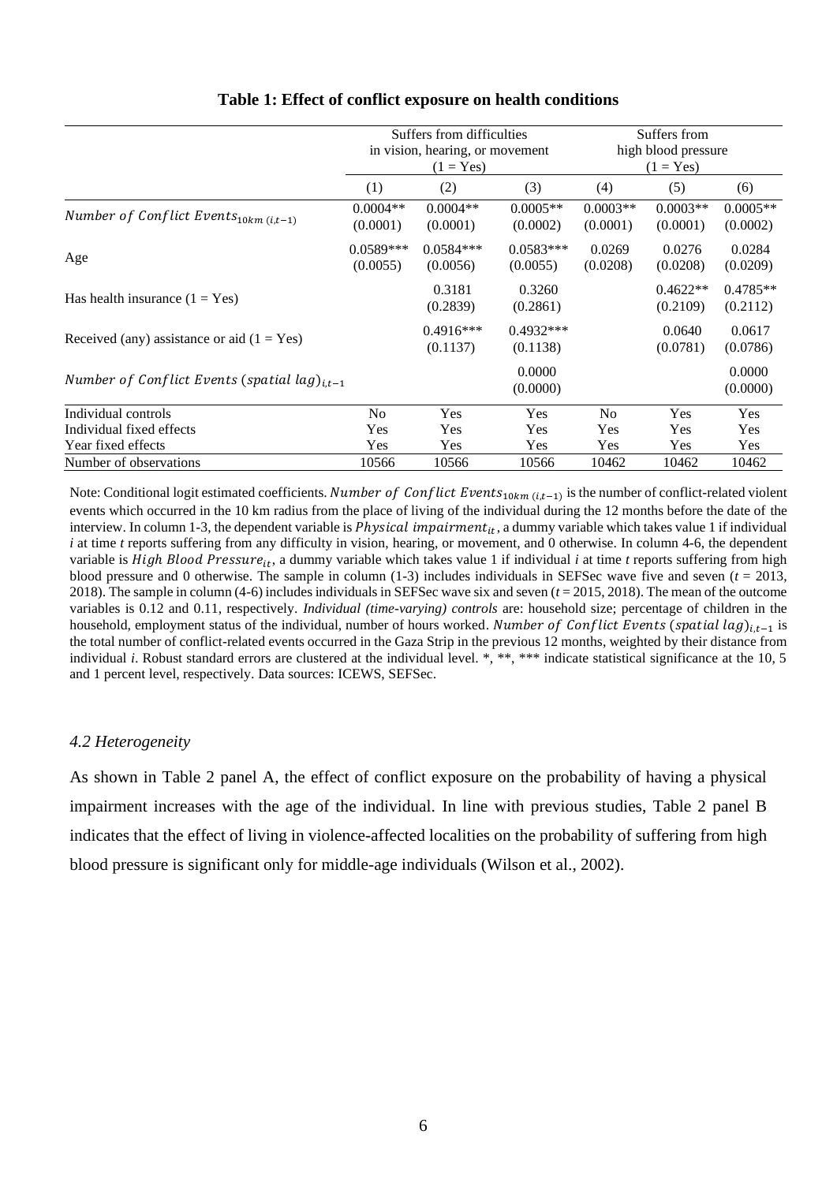**Table 1: Effect of conflict exposure on health conditions**

| | Suffers from difficulties in vision, hearing, or movement (1 = Yes) | | | Suffers from high blood pressure (1 = Yes) | | |
|---|---|---|---|---|---|---|
| | (1) | (2) | (3) | (4) | (5) | (6) |
| $Number\ of\ Conflict\ Events_{10km\ (i,t-1)}$ | 0.0004** | 0.0004** | 0.0005** | 0.0003** | 0.0003** | 0.0005** |
| | (0.0001) | (0.0001) | (0.0002) | (0.0001) | (0.0001) | (0.0002) |
| Age | 0.0589*** | 0.0584*** | 0.0583*** | 0.0269 | 0.0276 | 0.0284 |
| | (0.0055) | (0.0056) | (0.0055) | (0.0208) | (0.0208) | (0.0209) |
| Has health insurance (1 = Yes) | | 0.3181 | 0.3260 | | 0.4622** | 0.4785** |
| | | (0.2839) | (0.2861) | | (0.2109) | (0.2112) |
| Received (any) assistance or aid (1 = Yes) | | 0.4916*** | 0.4932*** | | 0.0640 | 0.0617 |
| | | (0.1137) | (0.1138) | | (0.0781) | (0.0786) |
| $Number\ of\ Conflict\ Events\ (spatial\ lag)_{i,t-1}$ | | | 0.0000 | | | 0.0000 |
| | | | (0.0000) | | | (0.0000) |
| Individual controls | No | Yes | Yes | No | Yes | Yes |
| Individual fixed effects | Yes | Yes | Yes | Yes | Yes | Yes |
| Year fixed effects | Yes | Yes | Yes | Yes | Yes | Yes |
| Number of observations | 10566 | 10566 | 10566 | 10462 | 10462 | 10462 |

Note: Conditional logit estimated coefficients. $Number\ of\ Conflict\ Events_{10km\ (i,t-1)}$ is the number of conflict-related violent events which occurred in the 10 km radius from the place of living of the individual during the 12 months before the date of the interview. In column 1-3, the dependent variable is $Physical\ impairment_{it}$, a dummy variable which takes value 1 if individual *i* at time *t* reports suffering from any difficulty in vision, hearing, or movement, and 0 otherwise. In column 4-6, the dependent variable is $High\ Blood\ Pressure_{it}$, a dummy variable which takes value 1 if individual *i* at time *t* reports suffering from high blood pressure and 0 otherwise. The sample in column (1-3) includes individuals in SEFSec wave five and seven ($t$ = 2013, 2018). The sample in column (4-6) includes individuals in SEFSec wave six and seven ($t$ = 2015, 2018). The mean of the outcome variables is 0.12 and 0.11, respectively. *Individual (time-varying) controls* are: household size; percentage of children in the household, employment status of the individual, number of hours worked. $Number\ of\ Conflict\ Events\ (spatial\ lag)_{i,t-1}$ is the total number of conflict-related events occurred in the Gaza Strip in the previous 12 months, weighted by their distance from individual *i*. Robust standard errors are clustered at the individual level. *, **, *** indicate statistical significance at the 10, 5 and 1 percent level, respectively. Data sources: ICEWS, SEFSec.

### *4.2 Heterogeneity*

As shown in Table 2 panel A, the effect of conflict exposure on the probability of having a physical impairment increases with the age of the individual. In line with previous studies, Table 2 panel B indicates that the effect of living in violence-affected localities on the probability of suffering from high blood pressure is significant only for middle-age individuals (Wilson et al., 2002).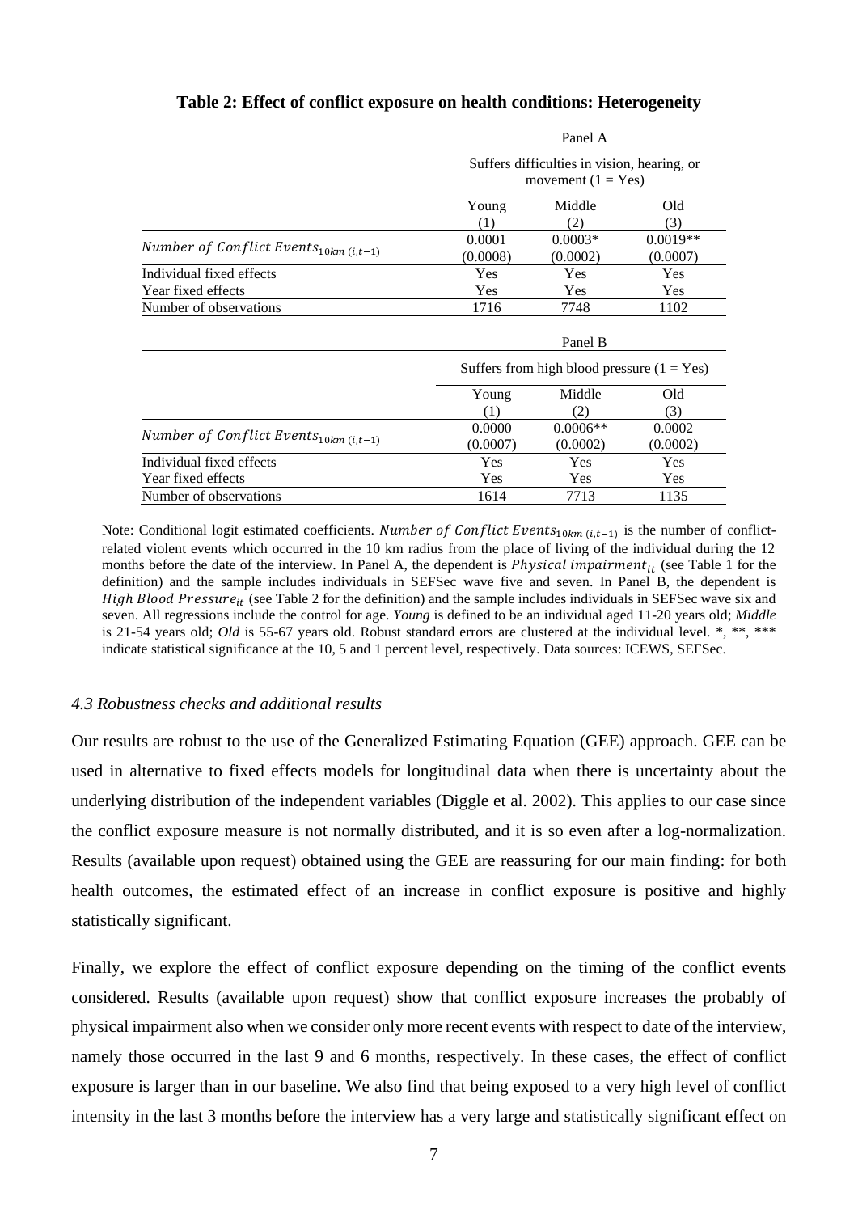**Table 2: Effect of conflict exposure on health conditions: Heterogeneity**

| | Panel A | | |
|---|---|---|---|
| | Suffers difficulties in vision, hearing, or movement (1 = Yes) | | |
| | Young | Middle | Old |
| | (1) | (2) | (3) |
| $Number\ of\ Conflict\ Events_{10km\ (i,t-1)}$ | 0.0001 | 0.0003* | 0.0019** |
| | (0.0008) | (0.0002) | (0.0007) |
| Individual fixed effects | Yes | Yes | Yes |
| Year fixed effects | Yes | Yes | Yes |
| Number of observations | 1716 | 7748 | 1102 |
| | Panel B | | |
| | Suffers from high blood pressure (1 = Yes) | | |
| | Young | Middle | Old |
| | (1) | (2) | (3) |
| $Number\ of\ Conflict\ Events_{10km\ (i,t-1)}$ | 0.0000 | 0.0006** | 0.0002 |
| | (0.0007) | (0.0002) | (0.0002) |
| Individual fixed effects | Yes | Yes | Yes |
| Year fixed effects | Yes | Yes | Yes |
| Number of observations | 1614 | 7713 | 1135 |

Note: Conditional logit estimated coefficients. $Number\ of\ Conflict\ Events_{10km\ (i,t-1)}$ is the number of conflict-related violent events which occurred in the 10 km radius from the place of living of the individual during the 12 months before the date of the interview. In Panel A, the dependent is $Physical\ impairment_{it}$ (see Table 1 for the definition) and the sample includes individuals in SEFSec wave five and seven. In Panel B, the dependent is $High\ Blood\ Pressure_{it}$ (see Table 2 for the definition) and the sample includes individuals in SEFSec wave six and seven. All regressions include the control for age. *Young* is defined to be an individual aged 11-20 years old; *Middle* is 21-54 years old; *Old* is 55-67 years old. Robust standard errors are clustered at the individual level. *, **, *** indicate statistical significance at the 10, 5 and 1 percent level, respectively. Data sources: ICEWS, SEFSec.

### *4.3 Robustness checks and additional results*

Our results are robust to the use of the Generalized Estimating Equation (GEE) approach. GEE can be used in alternative to fixed effects models for longitudinal data when there is uncertainty about the underlying distribution of the independent variables (Diggle et al. 2002). This applies to our case since the conflict exposure measure is not normally distributed, and it is so even after a log-normalization. Results (available upon request) obtained using the GEE are reassuring for our main finding: for both health outcomes, the estimated effect of an increase in conflict exposure is positive and highly statistically significant.

Finally, we explore the effect of conflict exposure depending on the timing of the conflict events considered. Results (available upon request) show that conflict exposure increases the probably of physical impairment also when we consider only more recent events with respect to date of the interview, namely those occurred in the last 9 and 6 months, respectively. In these cases, the effect of conflict exposure is larger than in our baseline. We also find that being exposed to a very high level of conflict intensity in the last 3 months before the interview has a very large and statistically significant effect on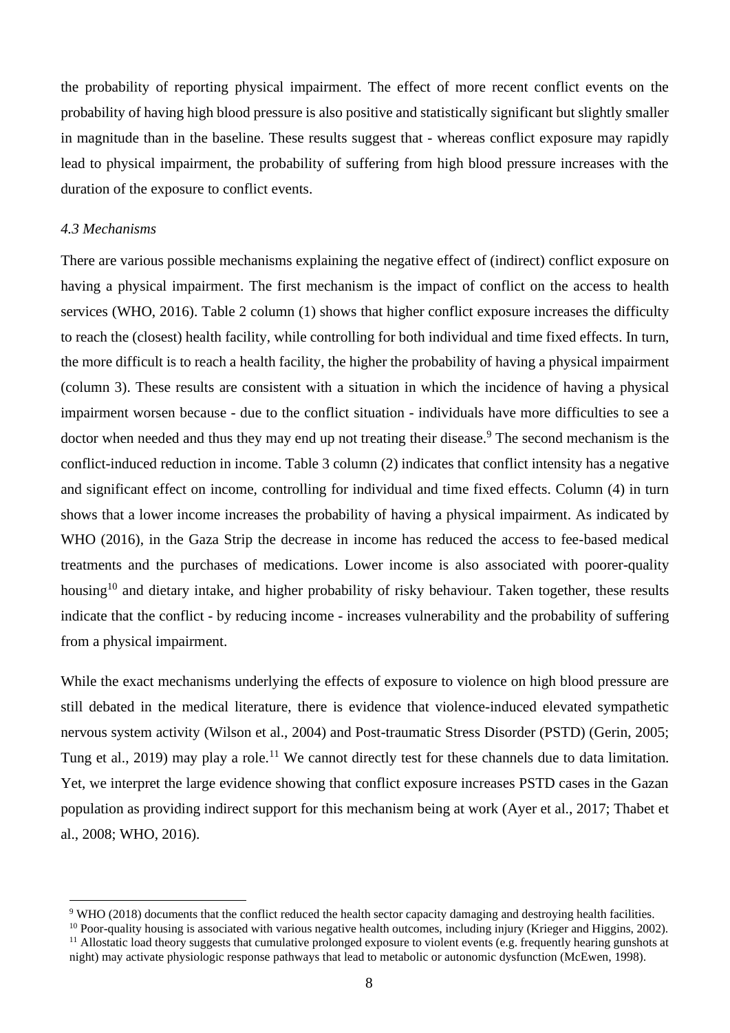the probability of reporting physical impairment. The effect of more recent conflict events on the probability of having high blood pressure is also positive and statistically significant but slightly smaller in magnitude than in the baseline. These results suggest that - whereas conflict exposure may rapidly lead to physical impairment, the probability of suffering from high blood pressure increases with the duration of the exposure to conflict events.

### *4.3 Mechanisms*

There are various possible mechanisms explaining the negative effect of (indirect) conflict exposure on having a physical impairment. The first mechanism is the impact of conflict on the access to health services (WHO, 2016). Table 2 column (1) shows that higher conflict exposure increases the difficulty to reach the (closest) health facility, while controlling for both individual and time fixed effects. In turn, the more difficult is to reach a health facility, the higher the probability of having a physical impairment (column 3). These results are consistent with a situation in which the incidence of having a physical impairment worsen because - due to the conflict situation - individuals have more difficulties to see a doctor when needed and thus they may end up not treating their disease.[9] The second mechanism is the conflict-induced reduction in income. Table 3 column (2) indicates that conflict intensity has a negative and significant effect on income, controlling for individual and time fixed effects. Column (4) in turn shows that a lower income increases the probability of having a physical impairment. As indicated by WHO (2016), in the Gaza Strip the decrease in income has reduced the access to fee-based medical treatments and the purchases of medications. Lower income is also associated with poorer-quality housing[10] and dietary intake, and higher probability of risky behaviour. Taken together, these results indicate that the conflict - by reducing income - increases vulnerability and the probability of suffering from a physical impairment.

While the exact mechanisms underlying the effects of exposure to violence on high blood pressure are still debated in the medical literature, there is evidence that violence-induced elevated sympathetic nervous system activity (Wilson et al., 2004) and Post-traumatic Stress Disorder (PSTD) (Gerin, 2005; Tung et al., 2019) may play a role.[11] We cannot directly test for these channels due to data limitation. Yet, we interpret the large evidence showing that conflict exposure increases PSTD cases in the Gazan population as providing indirect support for this mechanism being at work (Ayer et al., 2017; Thabet et al., 2008; WHO, 2016).

---

[9] WHO (2018) documents that the conflict reduced the health sector capacity damaging and destroying health facilities.

[10] Poor-quality housing is associated with various negative health outcomes, including injury (Krieger and Higgins, 2002).

[11] Allostatic load theory suggests that cumulative prolonged exposure to violent events (e.g. frequently hearing gunshots at night) may activate physiologic response pathways that lead to metabolic or autonomic dysfunction (McEwen, 1998).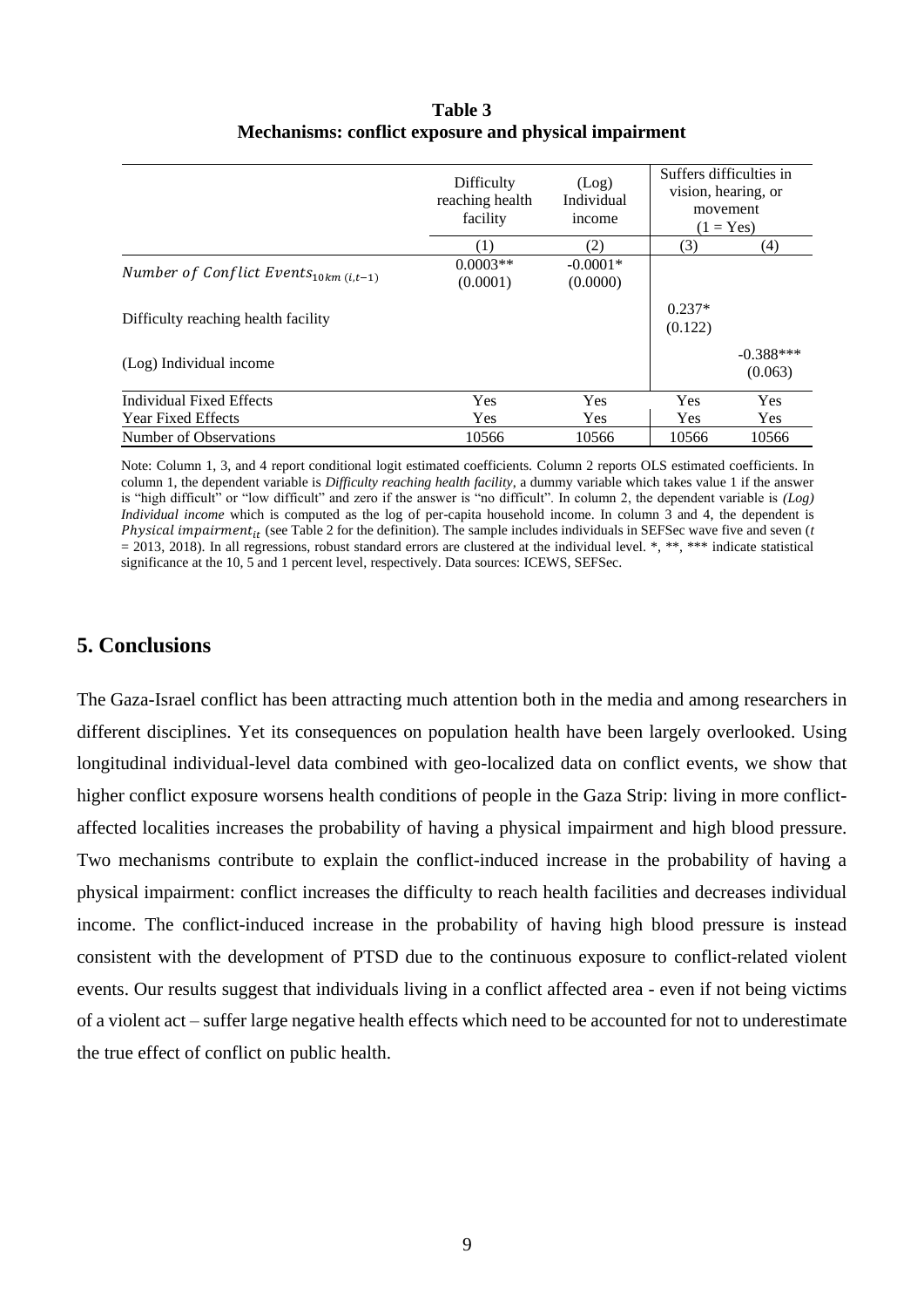**Table 3**
**Mechanisms: conflict exposure and physical impairment**

| | Difficulty reaching health facility | (Log) Individual income | Suffers difficulties in vision, hearing, or movement (1 = Yes) | |
|---|---|---|---|---|
| | (1) | (2) | (3) | (4) |
| $Number\ of\ Conflict\ Events_{10km\ (i,t-1)}$ | 0.0003** (0.0001) | -0.0001* (0.0000) | | |
| Difficulty reaching health facility | | | 0.237* (0.122) | |
| (Log) Individual income | | | | -0.388*** (0.063) |
| Individual Fixed Effects | Yes | Yes | Yes | Yes |
| Year Fixed Effects | Yes | Yes | Yes | Yes |
| Number of Observations | 10566 | 10566 | 10566 | 10566 |

Note: Column 1, 3, and 4 report conditional logit estimated coefficients. Column 2 reports OLS estimated coefficients. In column 1, the dependent variable is *Difficulty reaching health facility*, a dummy variable which takes value 1 if the answer is "high difficult" or "low difficult" and zero if the answer is "no difficult". In column 2, the dependent variable is *(Log) Individual income* which is computed as the log of per-capita household income. In column 3 and 4, the dependent is $Physical\ impairment_{it}$ (see Table 2 for the definition). The sample includes individuals in SEFSec wave five and seven ($t$ = 2013, 2018). In all regressions, robust standard errors are clustered at the individual level. *, **, *** indicate statistical significance at the 10, 5 and 1 percent level, respectively. Data sources: ICEWS, SEFSec.

## 5. Conclusions

The Gaza-Israel conflict has been attracting much attention both in the media and among researchers in different disciplines. Yet its consequences on population health have been largely overlooked. Using longitudinal individual-level data combined with geo-localized data on conflict events, we show that higher conflict exposure worsens health conditions of people in the Gaza Strip: living in more conflict-affected localities increases the probability of having a physical impairment and high blood pressure. Two mechanisms contribute to explain the conflict-induced increase in the probability of having a physical impairment: conflict increases the difficulty to reach health facilities and decreases individual income. The conflict-induced increase in the probability of having high blood pressure is instead consistent with the development of PTSD due to the continuous exposure to conflict-related violent events. Our results suggest that individuals living in a conflict affected area - even if not being victims of a violent act – suffer large negative health effects which need to be accounted for not to underestimate the true effect of conflict on public health.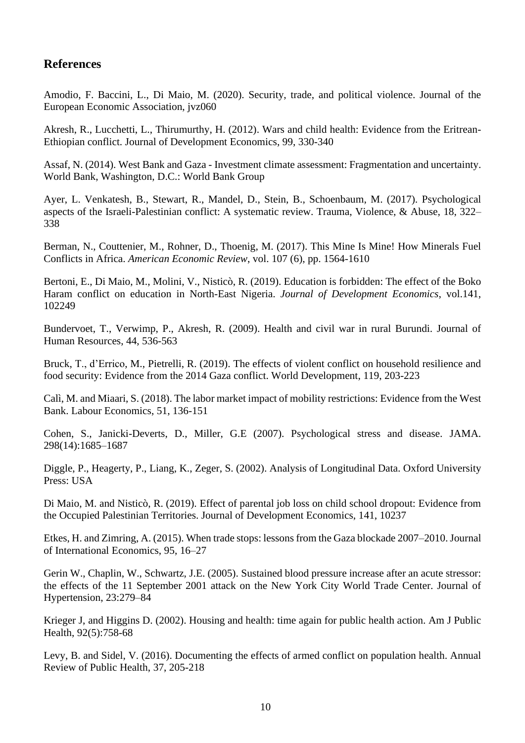## References

Amodio, F. Baccini, L., Di Maio, M. (2020). Security, trade, and political violence. Journal of the European Economic Association, jvz060

Akresh, R., Lucchetti, L., Thirumurthy, H. (2012). Wars and child health: Evidence from the Eritrean-Ethiopian conflict. Journal of Development Economics, 99, 330-340

Assaf, N. (2014). West Bank and Gaza - Investment climate assessment: Fragmentation and uncertainty. World Bank, Washington, D.C.: World Bank Group

Ayer, L. Venkatesh, B., Stewart, R., Mandel, D., Stein, B., Schoenbaum, M. (2017). Psychological aspects of the Israeli-Palestinian conflict: A systematic review. Trauma, Violence, & Abuse, 18, 322–338

Berman, N., Couttenier, M., Rohner, D., Thoenig, M. (2017). This Mine Is Mine! How Minerals Fuel Conflicts in Africa. *American Economic Review*, vol. 107 (6), pp. 1564-1610

Bertoni, E., Di Maio, M., Molini, V., Nisticò, R. (2019). Education is forbidden: The effect of the Boko Haram conflict on education in North-East Nigeria. *Journal of Development Economics*, vol.141, 102249

Bundervoet, T., Verwimp, P., Akresh, R. (2009). Health and civil war in rural Burundi. Journal of Human Resources, 44, 536-563

Bruck, T., d'Errico, M., Pietrelli, R. (2019). The effects of violent conflict on household resilience and food security: Evidence from the 2014 Gaza conflict. World Development, 119, 203-223

Calì, M. and Miaari, S. (2018). The labor market impact of mobility restrictions: Evidence from the West Bank. Labour Economics, 51, 136-151

Cohen, S., Janicki-Deverts, D., Miller, G.E (2007). Psychological stress and disease. JAMA. 298(14):1685–1687

Diggle, P., Heagerty, P., Liang, K., Zeger, S. (2002). Analysis of Longitudinal Data. Oxford University Press: USA

Di Maio, M. and Nisticò, R. (2019). Effect of parental job loss on child school dropout: Evidence from the Occupied Palestinian Territories. Journal of Development Economics, 141, 10237

Etkes, H. and Zimring, A. (2015). When trade stops: lessons from the Gaza blockade 2007–2010. Journal of International Economics, 95, 16–27

Gerin W., Chaplin, W., Schwartz, J.E. (2005). Sustained blood pressure increase after an acute stressor: the effects of the 11 September 2001 attack on the New York City World Trade Center. Journal of Hypertension, 23:279–84

Krieger J, and Higgins D. (2002). Housing and health: time again for public health action. Am J Public Health, 92(5):758-68

Levy, B. and Sidel, V. (2016). Documenting the effects of armed conflict on population health. Annual Review of Public Health, 37, 205-218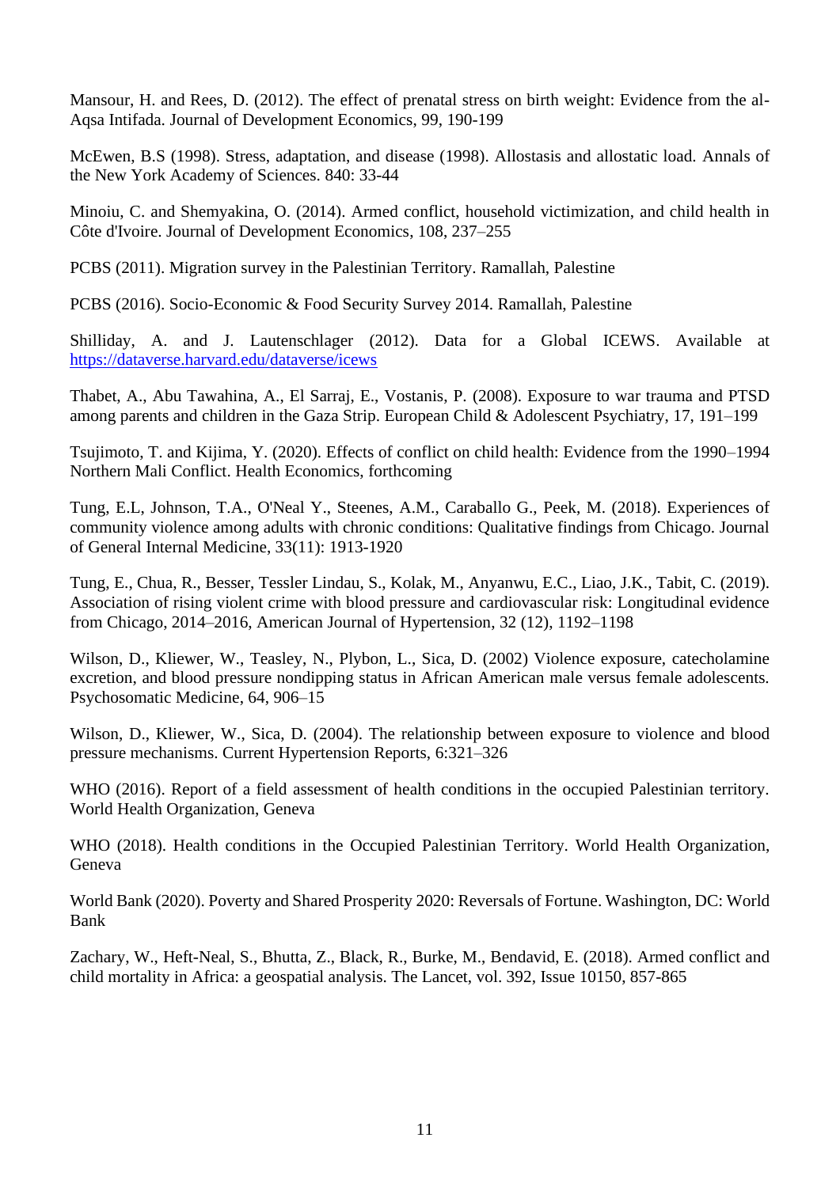Mansour, H. and Rees, D. (2012). The effect of prenatal stress on birth weight: Evidence from the al-Aqsa Intifada. Journal of Development Economics, 99, 190-199

McEwen, B.S (1998). Stress, adaptation, and disease (1998). Allostasis and allostatic load. Annals of the New York Academy of Sciences. 840: 33-44

Minoiu, C. and Shemyakina, O. (2014). Armed conflict, household victimization, and child health in Côte d'Ivoire. Journal of Development Economics, 108, 237–255

PCBS (2011). Migration survey in the Palestinian Territory. Ramallah, Palestine

PCBS (2016). Socio-Economic & Food Security Survey 2014. Ramallah, Palestine

Shilliday, A. and J. Lautenschlager (2012). Data for a Global ICEWS. Available at https://dataverse.harvard.edu/dataverse/icews

Thabet, A., Abu Tawahina, A., El Sarraj, E., Vostanis, P. (2008). Exposure to war trauma and PTSD among parents and children in the Gaza Strip. European Child & Adolescent Psychiatry, 17, 191–199

Tsujimoto, T. and Kijima, Y. (2020). Effects of conflict on child health: Evidence from the 1990–1994 Northern Mali Conflict. Health Economics, forthcoming

Tung, E.L, Johnson, T.A., O'Neal Y., Steenes, A.M., Caraballo G., Peek, M. (2018). Experiences of community violence among adults with chronic conditions: Qualitative findings from Chicago. Journal of General Internal Medicine, 33(11): 1913-1920

Tung, E., Chua, R., Besser, Tessler Lindau, S., Kolak, M., Anyanwu, E.C., Liao, J.K., Tabit, C. (2019). Association of rising violent crime with blood pressure and cardiovascular risk: Longitudinal evidence from Chicago, 2014–2016, American Journal of Hypertension, 32 (12), 1192–1198

Wilson, D., Kliewer, W., Teasley, N., Plybon, L., Sica, D. (2002) Violence exposure, catecholamine excretion, and blood pressure nondipping status in African American male versus female adolescents. Psychosomatic Medicine, 64, 906–15

Wilson, D., Kliewer, W., Sica, D. (2004). The relationship between exposure to violence and blood pressure mechanisms. Current Hypertension Reports, 6:321–326

WHO (2016). Report of a field assessment of health conditions in the occupied Palestinian territory. World Health Organization, Geneva

WHO (2018). Health conditions in the Occupied Palestinian Territory. World Health Organization, Geneva

World Bank (2020). Poverty and Shared Prosperity 2020: Reversals of Fortune. Washington, DC: World Bank

Zachary, W., Heft-Neal, S., Bhutta, Z., Black, R., Burke, M., Bendavid, E. (2018). Armed conflict and child mortality in Africa: a geospatial analysis. The Lancet, vol. 392, Issue 10150, 857-865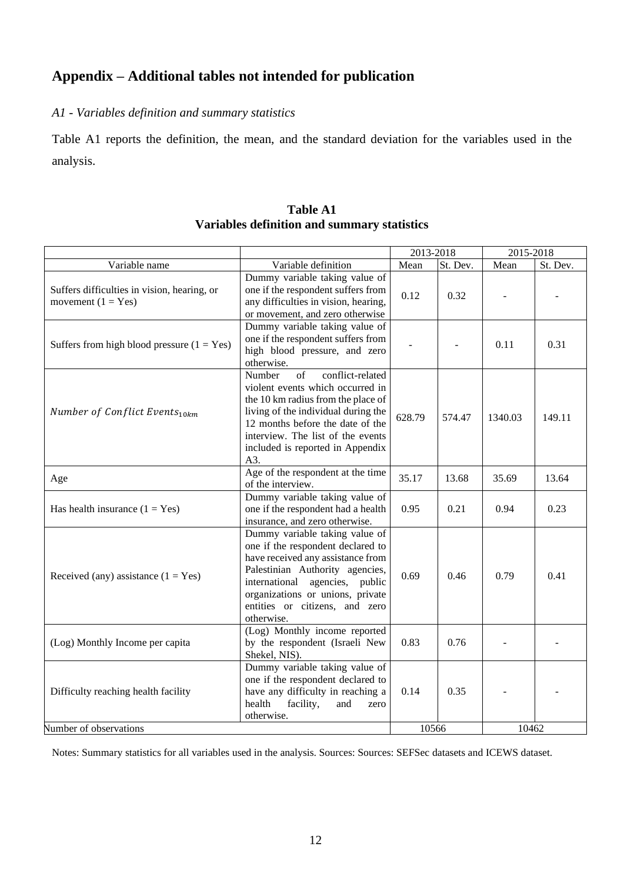# Appendix – Additional tables not intended for publication

*A1 - Variables definition and summary statistics*

Table A1 reports the definition, the mean, and the standard deviation for the variables used in the analysis.

**Table A1**
**Variables definition and summary statistics**

| | | 2013-2018 | | 2015-2018 | |
|---|---|---|---|---|---|
| Variable name | Variable definition | Mean | St. Dev. | Mean | St. Dev. |
| Suffers difficulties in vision, hearing, or movement (1 = Yes) | Dummy variable taking value of one if the respondent suffers from any difficulties in vision, hearing, or movement, and zero otherwise | 0.12 | 0.32 | - | - |
| Suffers from high blood pressure (1 = Yes) | Dummy variable taking value of one if the respondent suffers from high blood pressure, and zero otherwise. | - | - | 0.11 | 0.31 |
| $Number\ of\ Conflict\ Events_{10km}$ | Number of conflict-related violent events which occurred in the 10 km radius from the place of living of the individual during the 12 months before the date of the interview. The list of the events included is reported in Appendix A3. | 628.79 | 574.47 | 1340.03 | 149.11 |
| Age | Age of the respondent at the time of the interview. | 35.17 | 13.68 | 35.69 | 13.64 |
| Has health insurance (1 = Yes) | Dummy variable taking value of one if the respondent had a health insurance, and zero otherwise. | 0.95 | 0.21 | 0.94 | 0.23 |
| Received (any) assistance (1 = Yes) | Dummy variable taking value of one if the respondent declared to have received any assistance from Palestinian Authority agencies, international agencies, public organizations or unions, private entities or citizens, and zero otherwise. | 0.69 | 0.46 | 0.79 | 0.41 |
| (Log) Monthly Income per capita | (Log) Monthly income reported by the respondent (Israeli New Shekel, NIS). | 0.83 | 0.76 | - | - |
| Difficulty reaching health facility | Dummy variable taking value of one if the respondent declared to have any difficulty in reaching a health facility, and zero otherwise. | 0.14 | 0.35 | - | - |
| Number of observations | | 10566 | | 10462 | |

Notes: Summary statistics for all variables used in the analysis. Sources: Sources: SEFSec datasets and ICEWS dataset.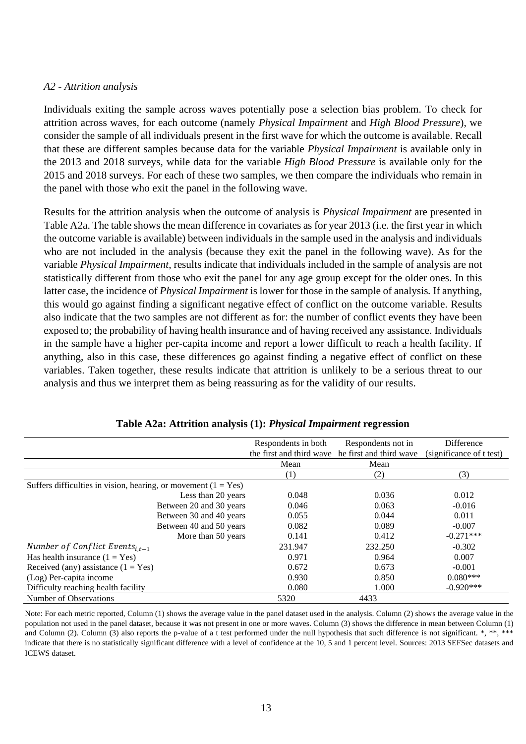*A2 - Attrition analysis*

Individuals exiting the sample across waves potentially pose a selection bias problem. To check for attrition across waves, for each outcome (namely *Physical Impairment* and *High Blood Pressure*), we consider the sample of all individuals present in the first wave for which the outcome is available. Recall that these are different samples because data for the variable *Physical Impairment* is available only in the 2013 and 2018 surveys, while data for the variable *High Blood Pressure* is available only for the 2015 and 2018 surveys. For each of these two samples, we then compare the individuals who remain in the panel with those who exit the panel in the following wave.

Results for the attrition analysis when the outcome of analysis is *Physical Impairment* are presented in Table A2a. The table shows the mean difference in covariates as for year 2013 (i.e. the first year in which the outcome variable is available) between individuals in the sample used in the analysis and individuals who are not included in the analysis (because they exit the panel in the following wave). As for the variable *Physical Impairment*, results indicate that individuals included in the sample of analysis are not statistically different from those who exit the panel for any age group except for the older ones. In this latter case, the incidence of *Physical Impairment* is lower for those in the sample of analysis. If anything, this would go against finding a significant negative effect of conflict on the outcome variable. Results also indicate that the two samples are not different as for: the number of conflict events they have been exposed to; the probability of having health insurance and of having received any assistance. Individuals in the sample have a higher per-capita income and report a lower difficult to reach a health facility. If anything, also in this case, these differences go against finding a negative effect of conflict on these variables. Taken together, these results indicate that attrition is unlikely to be a serious threat to our analysis and thus we interpret them as being reassuring as for the validity of our results.

**Table A2a: Attrition analysis (1): *Physical Impairment* regression**

| | Respondents in both the first and third wave | Respondents not in he first and third wave | Difference (significance of t test) |
|---|---|---|---|
| | Mean | Mean | |
| | (1) | (2) | (3) |
| Suffers difficulties in vision, hearing, or movement (1 = Yes) | | | |
| Less than 20 years | 0.048 | 0.036 | 0.012 |
| Between 20 and 30 years | 0.046 | 0.063 | -0.016 |
| Between 30 and 40 years | 0.055 | 0.044 | 0.011 |
| Between 40 and 50 years | 0.082 | 0.089 | -0.007 |
| More than 50 years | 0.141 | 0.412 | -0.271*** |
| $Number\ of\ Conflict\ Events_{i,t-1}$ | 231.947 | 232.250 | -0.302 |
| Has health insurance (1 = Yes) | 0.971 | 0.964 | 0.007 |
| Received (any) assistance (1 = Yes) | 0.672 | 0.673 | -0.001 |
| (Log) Per-capita income | 0.930 | 0.850 | 0.080*** |
| Difficulty reaching health facility | 0.080 | 1.000 | -0.920*** |
| Number of Observations | 5320 | 4433 | |

Note: For each metric reported, Column (1) shows the average value in the panel dataset used in the analysis. Column (2) shows the average value in the population not used in the panel dataset, because it was not present in one or more waves. Column (3) shows the difference in mean between Column (1) and Column (2). Column (3) also reports the p-value of a t test performed under the null hypothesis that such difference is not significant. *, **, *** indicate that there is no statistically significant difference with a level of confidence at the 10, 5 and 1 percent level. Sources: 2013 SEFSec datasets and ICEWS dataset.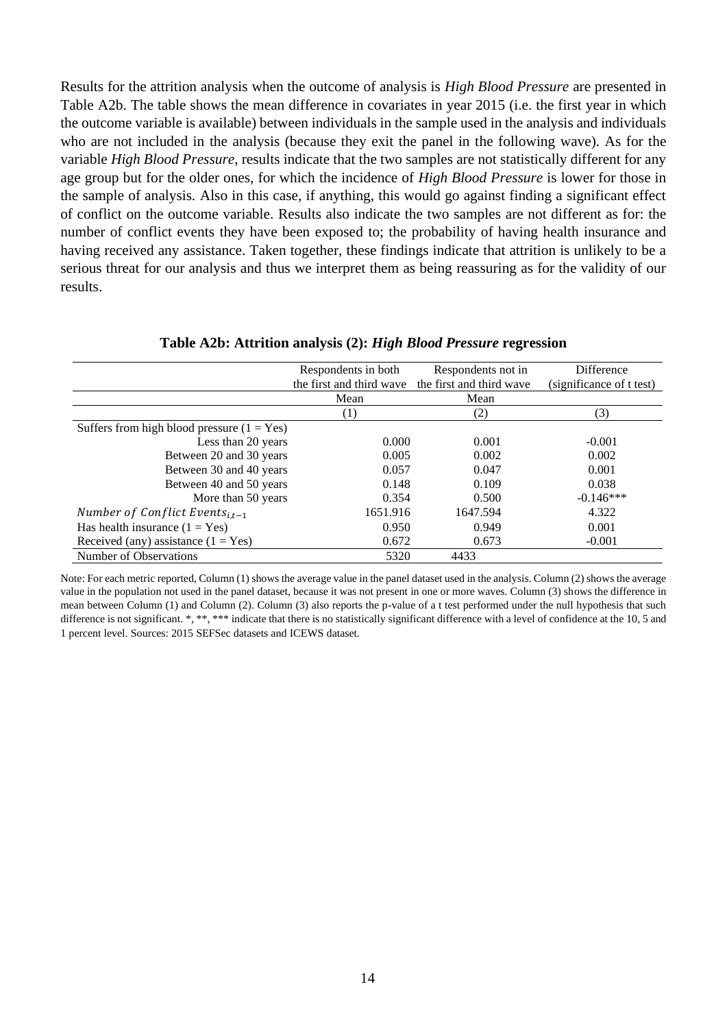Results for the attrition analysis when the outcome of analysis is *High Blood Pressure* are presented in Table A2b. The table shows the mean difference in covariates in year 2015 (i.e. the first year in which the outcome variable is available) between individuals in the sample used in the analysis and individuals who are not included in the analysis (because they exit the panel in the following wave). As for the variable *High Blood Pressure*, results indicate that the two samples are not statistically different for any age group but for the older ones, for which the incidence of *High Blood Pressure* is lower for those in the sample of analysis. Also in this case, if anything, this would go against finding a significant effect of conflict on the outcome variable. Results also indicate the two samples are not different as for: the number of conflict events they have been exposed to; the probability of having health insurance and having received any assistance. Taken together, these findings indicate that attrition is unlikely to be a serious threat for our analysis and thus we interpret them as being reassuring as for the validity of our results.

**Table A2b: Attrition analysis (2): *High Blood Pressure* regression**

| | Respondents in both the first and third wave | Respondents not in the first and third wave | Difference (significance of t test) |
|---|---|---|---|
| | Mean | Mean | |
| | (1) | (2) | (3) |
| Suffers from high blood pressure (1 = Yes) | | | |
| Less than 20 years | 0.000 | 0.001 | -0.001 |
| Between 20 and 30 years | 0.005 | 0.002 | 0.002 |
| Between 30 and 40 years | 0.057 | 0.047 | 0.001 |
| Between 40 and 50 years | 0.148 | 0.109 | 0.038 |
| More than 50 years | 0.354 | 0.500 | -0.146*** |
| $Number\ of\ Conflict\ Events_{i,t-1}$ | 1651.916 | 1647.594 | 4.322 |
| Has health insurance (1 = Yes) | 0.950 | 0.949 | 0.001 |
| Received (any) assistance (1 = Yes) | 0.672 | 0.673 | -0.001 |
| Number of Observations | 5320 | 4433 | |

Note: For each metric reported, Column (1) shows the average value in the panel dataset used in the analysis. Column (2) shows the average value in the population not used in the panel dataset, because it was not present in one or more waves. Column (3) shows the difference in mean between Column (1) and Column (2). Column (3) also reports the p-value of a t test performed under the null hypothesis that such difference is not significant. *, **, *** indicate that there is no statistically significant difference with a level of confidence at the 10, 5 and 1 percent level. Sources: 2015 SEFSec datasets and ICEWS dataset.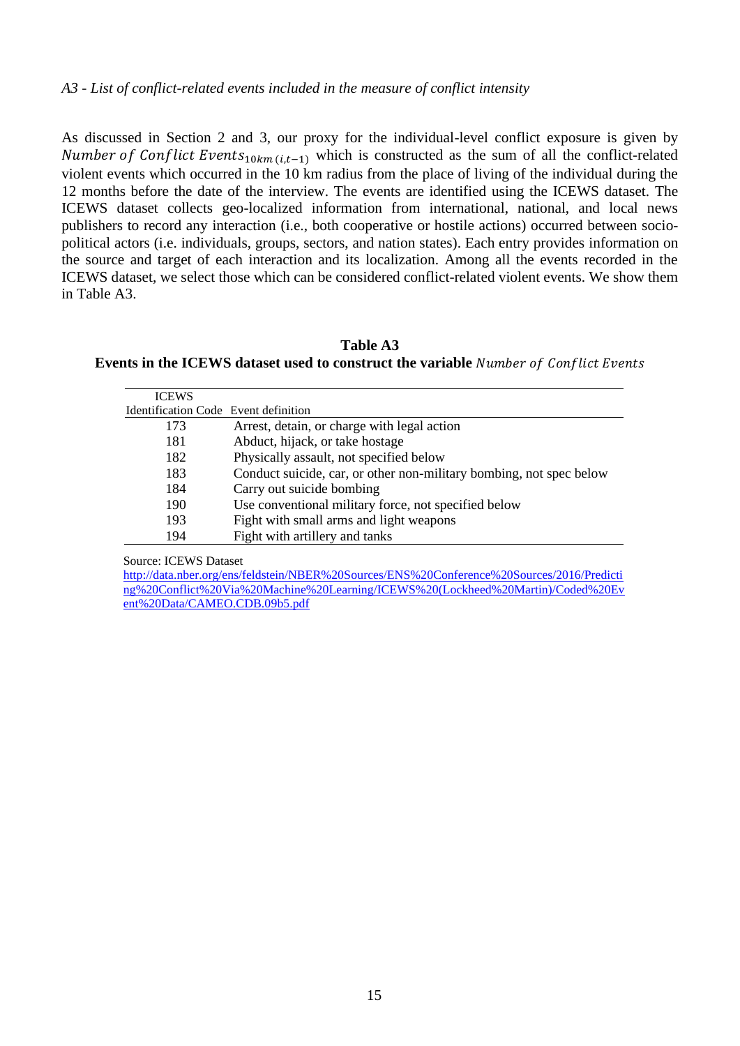*A3 - List of conflict-related events included in the measure of conflict intensity*

As discussed in Section 2 and 3, our proxy for the individual-level conflict exposure is given by $Number\ of\ Conflict\ Events_{10km\,(i,t-1)}$ which is constructed as the sum of all the conflict-related violent events which occurred in the 10 km radius from the place of living of the individual during the 12 months before the date of the interview. The events are identified using the ICEWS dataset. The ICEWS dataset collects geo-localized information from international, national, and local news publishers to record any interaction (i.e., both cooperative or hostile actions) occurred between socio-political actors (i.e. individuals, groups, sectors, and nation states). Each entry provides information on the source and target of each interaction and its localization. Among all the events recorded in the ICEWS dataset, we select those which can be considered conflict-related violent events. We show them in Table A3.

**Table A3**

**Events in the ICEWS dataset used to construct the variable** $Number\ of\ Conflict\ Events$

| ICEWS Identification Code | Event definition |
|---|---|
| 173 | Arrest, detain, or charge with legal action |
| 181 | Abduct, hijack, or take hostage |
| 182 | Physically assault, not specified below |
| 183 | Conduct suicide, car, or other non-military bombing, not spec below |
| 184 | Carry out suicide bombing |
| 190 | Use conventional military force, not specified below |
| 193 | Fight with small arms and light weapons |
| 194 | Fight with artillery and tanks |

Source: ICEWS Dataset
http://data.nber.org/ens/feldstein/NBER%20Sources/ENS%20Conference%20Sources/2016/Predicting%20Conflict%20Via%20Machine%20Learning/ICEWS%20(Lockheed%20Martin)/Coded%20Event%20Data/CAMEO.CDB.09b5.pdf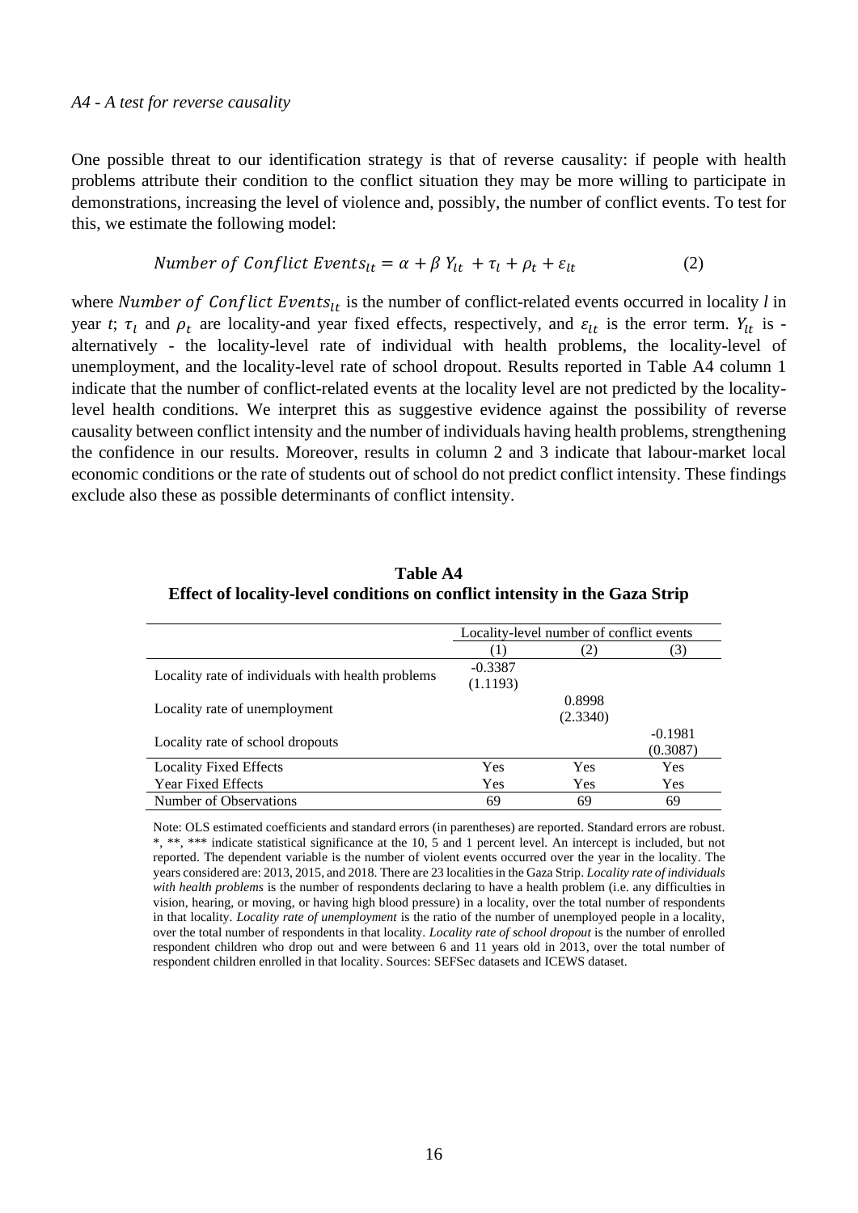*A4 - A test for reverse causality*

One possible threat to our identification strategy is that of reverse causality: if people with health problems attribute their condition to the conflict situation they may be more willing to participate in demonstrations, increasing the level of violence and, possibly, the number of conflict events. To test for this, we estimate the following model:

$$Number\ of\ Conflict\ Events_{lt} = \alpha + \beta\ Y_{lt}\ + \tau_l + \rho_t + \varepsilon_{lt} \qquad (2)$$

where $Number\ of\ Conflict\ Events_{lt}$ is the number of conflict-related events occurred in locality $l$ in year $t$; $\tau_l$ and $\rho_t$ are locality-and year fixed effects, respectively, and $\varepsilon_{lt}$ is the error term. $Y_{lt}$ is - alternatively - the locality-level rate of individual with health problems, the locality-level of unemployment, and the locality-level rate of school dropout. Results reported in Table A4 column 1 indicate that the number of conflict-related events at the locality level are not predicted by the locality-level health conditions. We interpret this as suggestive evidence against the possibility of reverse causality between conflict intensity and the number of individuals having health problems, strengthening the confidence in our results. Moreover, results in column 2 and 3 indicate that labour-market local economic conditions or the rate of students out of school do not predict conflict intensity. These findings exclude also these as possible determinants of conflict intensity.

**Table A4**
**Effect of locality-level conditions on conflict intensity in the Gaza Strip**

| | Locality-level number of conflict events | | |
|---|---|---|---|
| | (1) | (2) | (3) |
| Locality rate of individuals with health problems | -0.3387<br>(1.1193) | | |
| Locality rate of unemployment | | 0.8998<br>(2.3340) | |
| Locality rate of school dropouts | | | -0.1981<br>(0.3087) |
| Locality Fixed Effects | Yes | Yes | Yes |
| Year Fixed Effects | Yes | Yes | Yes |
| Number of Observations | 69 | 69 | 69 |

Note: OLS estimated coefficients and standard errors (in parentheses) are reported. Standard errors are robust. *, **, *** indicate statistical significance at the 10, 5 and 1 percent level. An intercept is included, but not reported. The dependent variable is the number of violent events occurred over the year in the locality. The years considered are: 2013, 2015, and 2018. There are 23 localities in the Gaza Strip. *Locality rate of individuals with health problems* is the number of respondents declaring to have a health problem (i.e. any difficulties in vision, hearing, or moving, or having high blood pressure) in a locality, over the total number of respondents in that locality. *Locality rate of unemployment* is the ratio of the number of unemployed people in a locality, over the total number of respondents in that locality. *Locality rate of school dropout* is the number of enrolled respondent children who drop out and were between 6 and 11 years old in 2013, over the total number of respondent children enrolled in that locality. Sources: SEFSec datasets and ICEWS dataset.